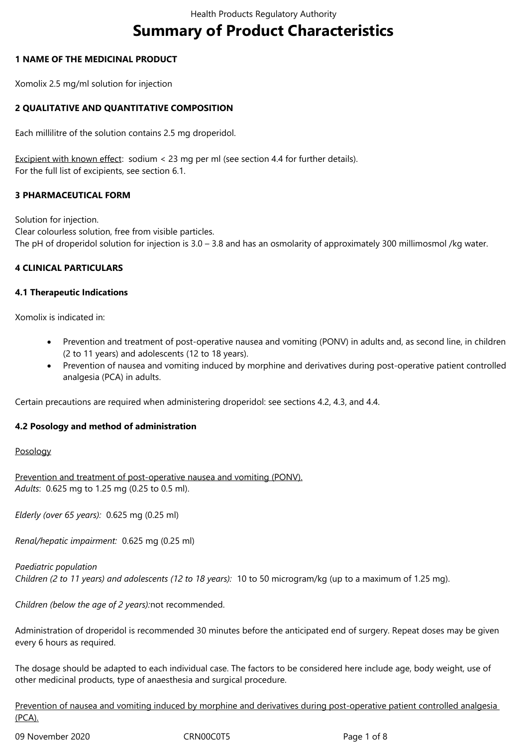# Summary of Product Characteristics

**1 NAME OF THE MEDICINAL PRODUCT**

Xomolix 2.5 mg/ml solution for injection

**2 QUALITATIVE AND QUANTITATIVE COMPOSITION**

Each millilitre of the solution contains 2.5 mg droperidol.

Excipient with known effect: sodium < 23 mg per ml (see section 4.4 for further details).
For the full list of excipients, see section 6.1.

**3 PHARMACEUTICAL FORM**

Solution for injection.
Clear colourless solution, free from visible particles.
The pH of droperidol solution for injection is 3.0 – 3.8 and has an osmolarity of approximately 300 millimosmol /kg water.

**4 CLINICAL PARTICULARS**

**4.1 Therapeutic Indications**

Xomolix is indicated in:

- Prevention and treatment of post-operative nausea and vomiting (PONV) in adults and, as second line, in children (2 to 11 years) and adolescents (12 to 18 years).
- Prevention of nausea and vomiting induced by morphine and derivatives during post-operative patient controlled analgesia (PCA) in adults.

Certain precautions are required when administering droperidol: see sections 4.2, 4.3, and 4.4.

**4.2 Posology and method of administration**

Posology

Prevention and treatment of post-operative nausea and vomiting (PONV).
*Adults*: 0.625 mg to 1.25 mg (0.25 to 0.5 ml).

*Elderly (over 65 years):* 0.625 mg (0.25 ml)

*Renal/hepatic impairment:* 0.625 mg (0.25 ml)

*Paediatric population*
*Children (2 to 11 years) and adolescents (12 to 18 years):* 10 to 50 microgram/kg (up to a maximum of 1.25 mg).

*Children (below the age of 2 years):* not recommended.

Administration of droperidol is recommended 30 minutes before the anticipated end of surgery. Repeat doses may be given every 6 hours as required.

The dosage should be adapted to each individual case. The factors to be considered here include age, body weight, use of other medicinal products, type of anaesthesia and surgical procedure.

Prevention of nausea and vomiting induced by morphine and derivatives during post-operative patient controlled analgesia (PCA).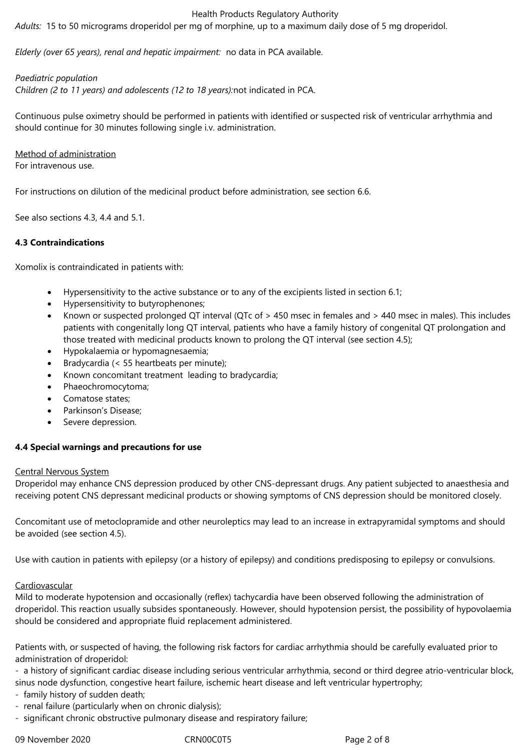*Adults:* 15 to 50 micrograms droperidol per mg of morphine, up to a maximum daily dose of 5 mg droperidol.

*Elderly (over 65 years), renal and hepatic impairment:* no data in PCA available.

*Paediatric population*
*Children (2 to 11 years) and adolescents (12 to 18 years):* not indicated in PCA.

Continuous pulse oximetry should be performed in patients with identified or suspected risk of ventricular arrhythmia and should continue for 30 minutes following single i.v. administration.

Method of administration
For intravenous use.

For instructions on dilution of the medicinal product before administration, see section 6.6.

See also sections 4.3, 4.4 and 5.1.

**4.3 Contraindications**

Xomolix is contraindicated in patients with:

- Hypersensitivity to the active substance or to any of the excipients listed in section 6.1;
- Hypersensitivity to butyrophenones;
- Known or suspected prolonged QT interval (QTc of > 450 msec in females and > 440 msec in males). This includes patients with congenitally long QT interval, patients who have a family history of congenital QT prolongation and those treated with medicinal products known to prolong the QT interval (see section 4.5);
- Hypokalaemia or hypomagnesaemia;
- Bradycardia (< 55 heartbeats per minute);
- Known concomitant treatment leading to bradycardia;
- Phaeochromocytoma;
- Comatose states;
- Parkinson's Disease;
- Severe depression.

**4.4 Special warnings and precautions for use**

Central Nervous System
Droperidol may enhance CNS depression produced by other CNS-depressant drugs. Any patient subjected to anaesthesia and receiving potent CNS depressant medicinal products or showing symptoms of CNS depression should be monitored closely.

Concomitant use of metoclopramide and other neuroleptics may lead to an increase in extrapyramidal symptoms and should be avoided (see section 4.5).

Use with caution in patients with epilepsy (or a history of epilepsy) and conditions predisposing to epilepsy or convulsions.

Cardiovascular
Mild to moderate hypotension and occasionally (reflex) tachycardia have been observed following the administration of droperidol. This reaction usually subsides spontaneously. However, should hypotension persist, the possibility of hypovolaemia should be considered and appropriate fluid replacement administered.

Patients with, or suspected of having, the following risk factors for cardiac arrhythmia should be carefully evaluated prior to administration of droperidol:

- a history of significant cardiac disease including serious ventricular arrhythmia, second or third degree atrio-ventricular block, sinus node dysfunction, congestive heart failure, ischemic heart disease and left ventricular hypertrophy;
- family history of sudden death;
- renal failure (particularly when on chronic dialysis);
- significant chronic obstructive pulmonary disease and respiratory failure;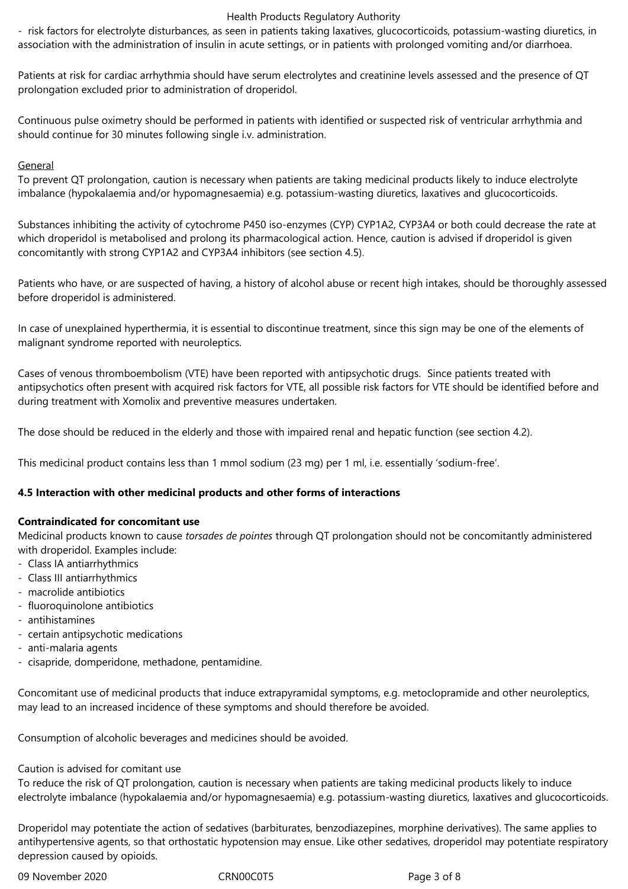- risk factors for electrolyte disturbances, as seen in patients taking laxatives, glucocorticoids, potassium-wasting diuretics, in association with the administration of insulin in acute settings, or in patients with prolonged vomiting and/or diarrhoea.

Patients at risk for cardiac arrhythmia should have serum electrolytes and creatinine levels assessed and the presence of QT prolongation excluded prior to administration of droperidol.

Continuous pulse oximetry should be performed in patients with identified or suspected risk of ventricular arrhythmia and should continue for 30 minutes following single i.v. administration.

General

To prevent QT prolongation, caution is necessary when patients are taking medicinal products likely to induce electrolyte imbalance (hypokalaemia and/or hypomagnesaemia) e.g. potassium-wasting diuretics, laxatives and glucocorticoids.

Substances inhibiting the activity of cytochrome P450 iso-enzymes (CYP) CYP1A2, CYP3A4 or both could decrease the rate at which droperidol is metabolised and prolong its pharmacological action. Hence, caution is advised if droperidol is given concomitantly with strong CYP1A2 and CYP3A4 inhibitors (see section 4.5).

Patients who have, or are suspected of having, a history of alcohol abuse or recent high intakes, should be thoroughly assessed before droperidol is administered.

In case of unexplained hyperthermia, it is essential to discontinue treatment, since this sign may be one of the elements of malignant syndrome reported with neuroleptics.

Cases of venous thromboembolism (VTE) have been reported with antipsychotic drugs. Since patients treated with antipsychotics often present with acquired risk factors for VTE, all possible risk factors for VTE should be identified before and during treatment with Xomolix and preventive measures undertaken.

The dose should be reduced in the elderly and those with impaired renal and hepatic function (see section 4.2).

This medicinal product contains less than 1 mmol sodium (23 mg) per 1 ml, i.e. essentially 'sodium-free'.

## 4.5 Interaction with other medicinal products and other forms of interactions

**Contraindicated for concomitant use**

Medicinal products known to cause *torsades de pointes* through QT prolongation should not be concomitantly administered with droperidol. Examples include:

- Class IA antiarrhythmics
- Class III antiarrhythmics
- macrolide antibiotics
- fluoroquinolone antibiotics
- antihistamines
- certain antipsychotic medications
- anti-malaria agents
- cisapride, domperidone, methadone, pentamidine.

Concomitant use of medicinal products that induce extrapyramidal symptoms, e.g. metoclopramide and other neuroleptics, may lead to an increased incidence of these symptoms and should therefore be avoided.

Consumption of alcoholic beverages and medicines should be avoided.

Caution is advised for comitant use

To reduce the risk of QT prolongation, caution is necessary when patients are taking medicinal products likely to induce electrolyte imbalance (hypokalaemia and/or hypomagnesaemia) e.g. potassium-wasting diuretics, laxatives and glucocorticoids.

Droperidol may potentiate the action of sedatives (barbiturates, benzodiazepines, morphine derivatives). The same applies to antihypertensive agents, so that orthostatic hypotension may ensue. Like other sedatives, droperidol may potentiate respiratory depression caused by opioids.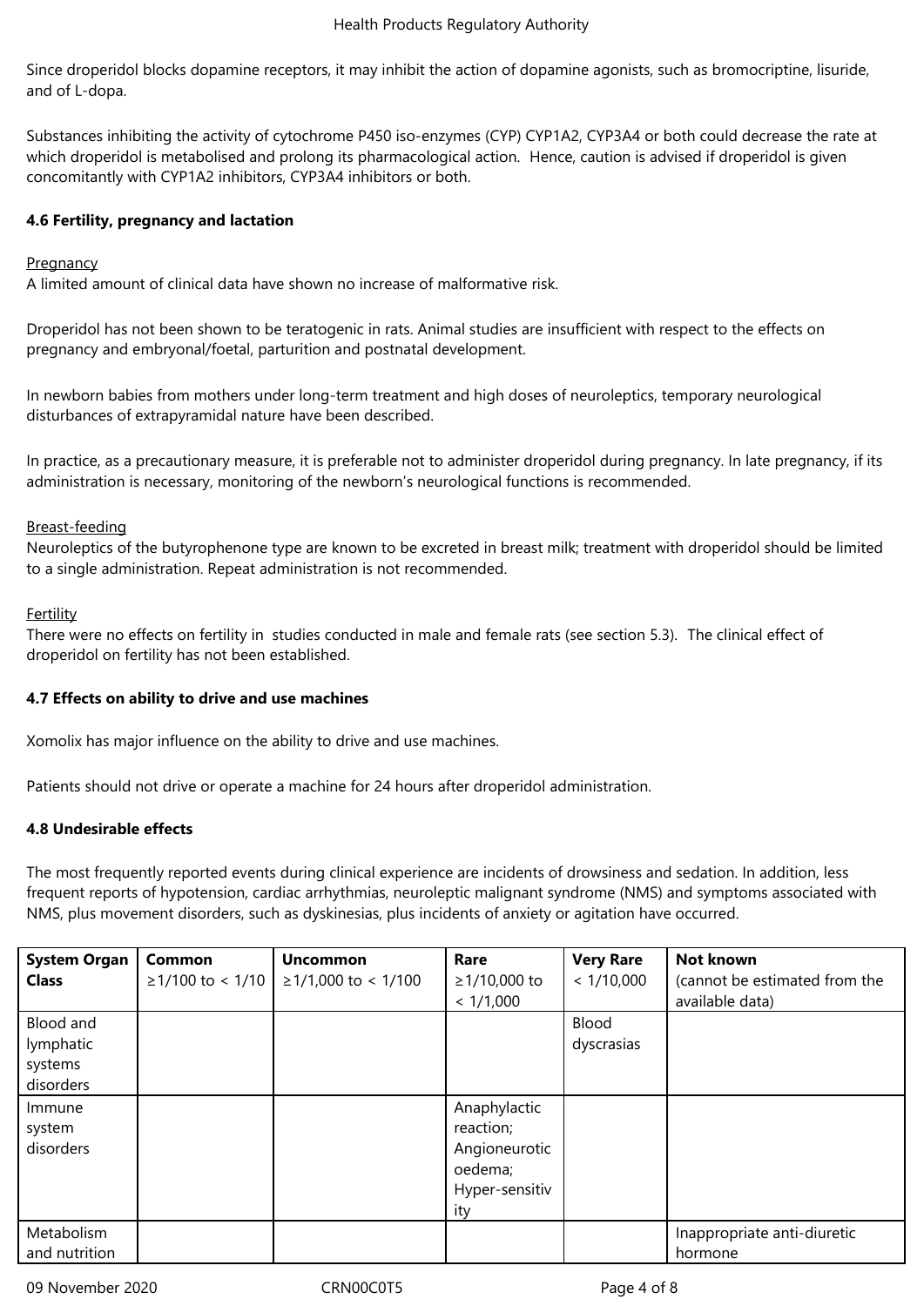Since droperidol blocks dopamine receptors, it may inhibit the action of dopamine agonists, such as bromocriptine, lisuride, and of L-dopa.

Substances inhibiting the activity of cytochrome P450 iso-enzymes (CYP) CYP1A2, CYP3A4 or both could decrease the rate at which droperidol is metabolised and prolong its pharmacological action. Hence, caution is advised if droperidol is given concomitantly with CYP1A2 inhibitors, CYP3A4 inhibitors or both.

### 4.6 Fertility, pregnancy and lactation

Pregnancy

A limited amount of clinical data have shown no increase of malformative risk.

Droperidol has not been shown to be teratogenic in rats. Animal studies are insufficient with respect to the effects on pregnancy and embryonal/foetal, parturition and postnatal development.

In newborn babies from mothers under long-term treatment and high doses of neuroleptics, temporary neurological disturbances of extrapyramidal nature have been described.

In practice, as a precautionary measure, it is preferable not to administer droperidol during pregnancy. In late pregnancy, if its administration is necessary, monitoring of the newborn's neurological functions is recommended.

Breast-feeding

Neuroleptics of the butyrophenone type are known to be excreted in breast milk; treatment with droperidol should be limited to a single administration. Repeat administration is not recommended.

Fertility

There were no effects on fertility in studies conducted in male and female rats (see section 5.3). The clinical effect of droperidol on fertility has not been established.

### 4.7 Effects on ability to drive and use machines

Xomolix has major influence on the ability to drive and use machines.

Patients should not drive or operate a machine for 24 hours after droperidol administration.

### 4.8 Undesirable effects

The most frequently reported events during clinical experience are incidents of drowsiness and sedation. In addition, less frequent reports of hypotension, cardiac arrhythmias, neuroleptic malignant syndrome (NMS) and symptoms associated with NMS, plus movement disorders, such as dyskinesias, plus incidents of anxiety or agitation have occurred.

| System Organ Class | Common ≥1/100 to < 1/10 | Uncommon ≥1/1,000 to < 1/100 | Rare ≥1/10,000 to < 1/1,000 | Very Rare < 1/10,000 | Not known (cannot be estimated from the available data) |
|---|---|---|---|---|---|
| Blood and lymphatic systems disorders | | | | Blood dyscrasias | |
| Immune system disorders | | | Anaphylactic reaction; Angioneurotic oedema; Hyper-sensitivity | | |
| Metabolism and nutrition | | | | | Inappropriate anti-diuretic hormone |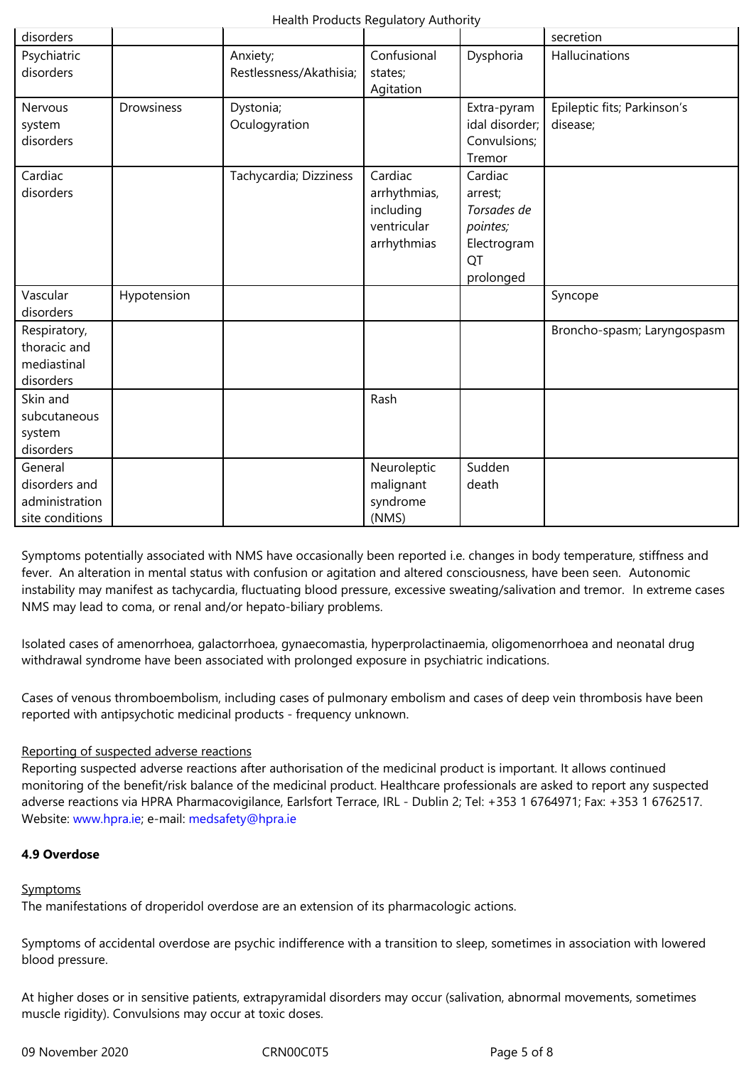| | | | | | |
|---|---|---|---|---|---|
| disorders | | | | | secretion |
| Psychiatric disorders | | Anxiety; Restlessness/Akathisia; | Confusional states; Agitation | Dysphoria | Hallucinations |
| Nervous system disorders | Drowsiness | Dystonia; Oculogyration | | Extra-pyramidal disorder; Convulsions; Tremor | Epileptic fits; Parkinson's disease; |
| Cardiac disorders | | Tachycardia; Dizziness | Cardiac arrhythmias, including ventricular arrhythmias | Cardiac arrest; *Torsades de pointes;* Electrogram QT prolonged | |
| Vascular disorders | Hypotension | | | | Syncope |
| Respiratory, thoracic and mediastinal disorders | | | | | Broncho-spasm; Laryngospasm |
| Skin and subcutaneous system disorders | | | Rash | | |
| General disorders and administration site conditions | | | Neuroleptic malignant syndrome (NMS) | Sudden death | |

Symptoms potentially associated with NMS have occasionally been reported i.e. changes in body temperature, stiffness and fever. An alteration in mental status with confusion or agitation and altered consciousness, have been seen. Autonomic instability may manifest as tachycardia, fluctuating blood pressure, excessive sweating/salivation and tremor. In extreme cases NMS may lead to coma, or renal and/or hepato-biliary problems.

Isolated cases of amenorrhoea, galactorrhoea, gynaecomastia, hyperprolactinaemia, oligomenorrhoea and neonatal drug withdrawal syndrome have been associated with prolonged exposure in psychiatric indications.

Cases of venous thromboembolism, including cases of pulmonary embolism and cases of deep vein thrombosis have been reported with antipsychotic medicinal products - frequency unknown.

Reporting of suspected adverse reactions

Reporting suspected adverse reactions after authorisation of the medicinal product is important. It allows continued monitoring of the benefit/risk balance of the medicinal product. Healthcare professionals are asked to report any suspected adverse reactions via HPRA Pharmacovigilance, Earlsfort Terrace, IRL - Dublin 2; Tel: +353 1 6764971; Fax: +353 1 6762517. Website: www.hpra.ie; e-mail: medsafety@hpra.ie

**4.9 Overdose**

Symptoms

The manifestations of droperidol overdose are an extension of its pharmacologic actions.

Symptoms of accidental overdose are psychic indifference with a transition to sleep, sometimes in association with lowered blood pressure.

At higher doses or in sensitive patients, extrapyramidal disorders may occur (salivation, abnormal movements, sometimes muscle rigidity). Convulsions may occur at toxic doses.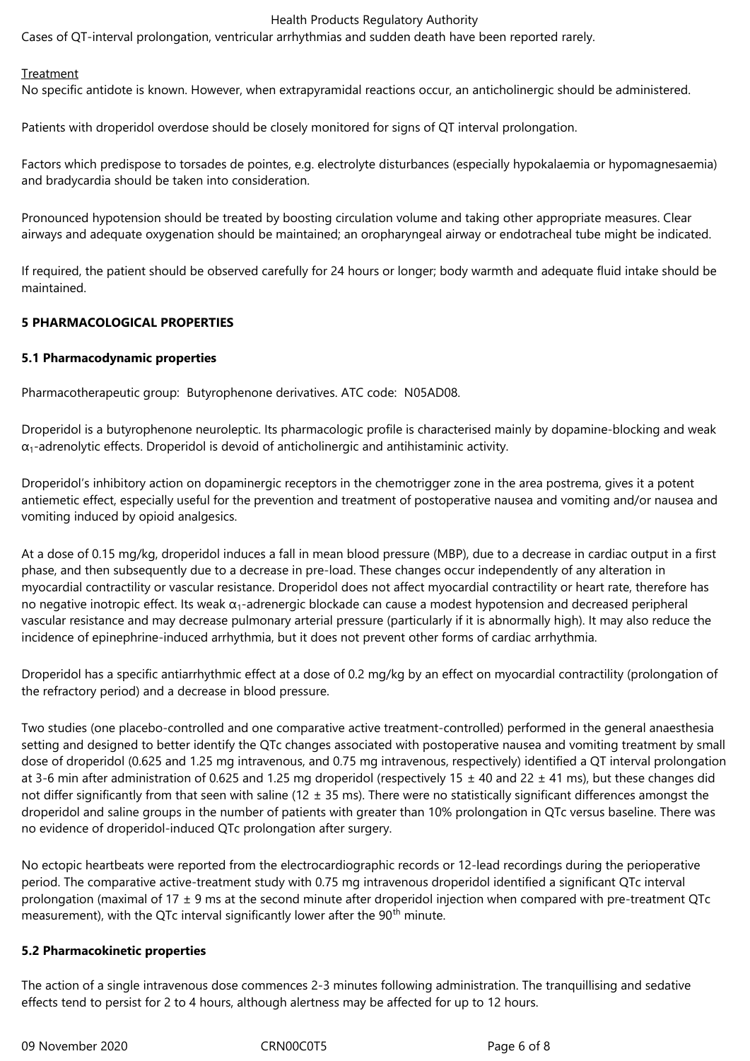Cases of QT-interval prolongation, ventricular arrhythmias and sudden death have been reported rarely.

Treatment

No specific antidote is known. However, when extrapyramidal reactions occur, an anticholinergic should be administered.

Patients with droperidol overdose should be closely monitored for signs of QT interval prolongation.

Factors which predispose to torsades de pointes, e.g. electrolyte disturbances (especially hypokalaemia or hypomagnesaemia) and bradycardia should be taken into consideration.

Pronounced hypotension should be treated by boosting circulation volume and taking other appropriate measures. Clear airways and adequate oxygenation should be maintained; an oropharyngeal airway or endotracheal tube might be indicated.

If required, the patient should be observed carefully for 24 hours or longer; body warmth and adequate fluid intake should be maintained.

## 5 PHARMACOLOGICAL PROPERTIES

### 5.1 Pharmacodynamic properties

Pharmacotherapeutic group: Butyrophenone derivatives. ATC code: N05AD08.

Droperidol is a butyrophenone neuroleptic. Its pharmacologic profile is characterised mainly by dopamine-blocking and weak $\alpha_1$-adrenolytic effects. Droperidol is devoid of anticholinergic and antihistaminic activity.

Droperidol's inhibitory action on dopaminergic receptors in the chemotrigger zone in the area postrema, gives it a potent antiemetic effect, especially useful for the prevention and treatment of postoperative nausea and vomiting and/or nausea and vomiting induced by opioid analgesics.

At a dose of 0.15 mg/kg, droperidol induces a fall in mean blood pressure (MBP), due to a decrease in cardiac output in a first phase, and then subsequently due to a decrease in pre-load. These changes occur independently of any alteration in myocardial contractility or vascular resistance. Droperidol does not affect myocardial contractility or heart rate, therefore has no negative inotropic effect. Its weak $\alpha_1$-adrenergic blockade can cause a modest hypotension and decreased peripheral vascular resistance and may decrease pulmonary arterial pressure (particularly if it is abnormally high). It may also reduce the incidence of epinephrine-induced arrhythmia, but it does not prevent other forms of cardiac arrhythmia.

Droperidol has a specific antiarrhythmic effect at a dose of 0.2 mg/kg by an effect on myocardial contractility (prolongation of the refractory period) and a decrease in blood pressure.

Two studies (one placebo-controlled and one comparative active treatment-controlled) performed in the general anaesthesia setting and designed to better identify the QTc changes associated with postoperative nausea and vomiting treatment by small dose of droperidol (0.625 and 1.25 mg intravenous, and 0.75 mg intravenous, respectively) identified a QT interval prolongation at 3-6 min after administration of 0.625 and 1.25 mg droperidol (respectively 15 ± 40 and 22 ± 41 ms), but these changes did not differ significantly from that seen with saline (12 ± 35 ms). There were no statistically significant differences amongst the droperidol and saline groups in the number of patients with greater than 10% prolongation in QTc versus baseline. There was no evidence of droperidol-induced QTc prolongation after surgery.

No ectopic heartbeats were reported from the electrocardiographic records or 12-lead recordings during the perioperative period. The comparative active-treatment study with 0.75 mg intravenous droperidol identified a significant QTc interval prolongation (maximal of 17 ± 9 ms at the second minute after droperidol injection when compared with pre-treatment QTc measurement), with the QTc interval significantly lower after the 90th minute.

### 5.2 Pharmacokinetic properties

The action of a single intravenous dose commences 2-3 minutes following administration. The tranquillising and sedative effects tend to persist for 2 to 4 hours, although alertness may be affected for up to 12 hours.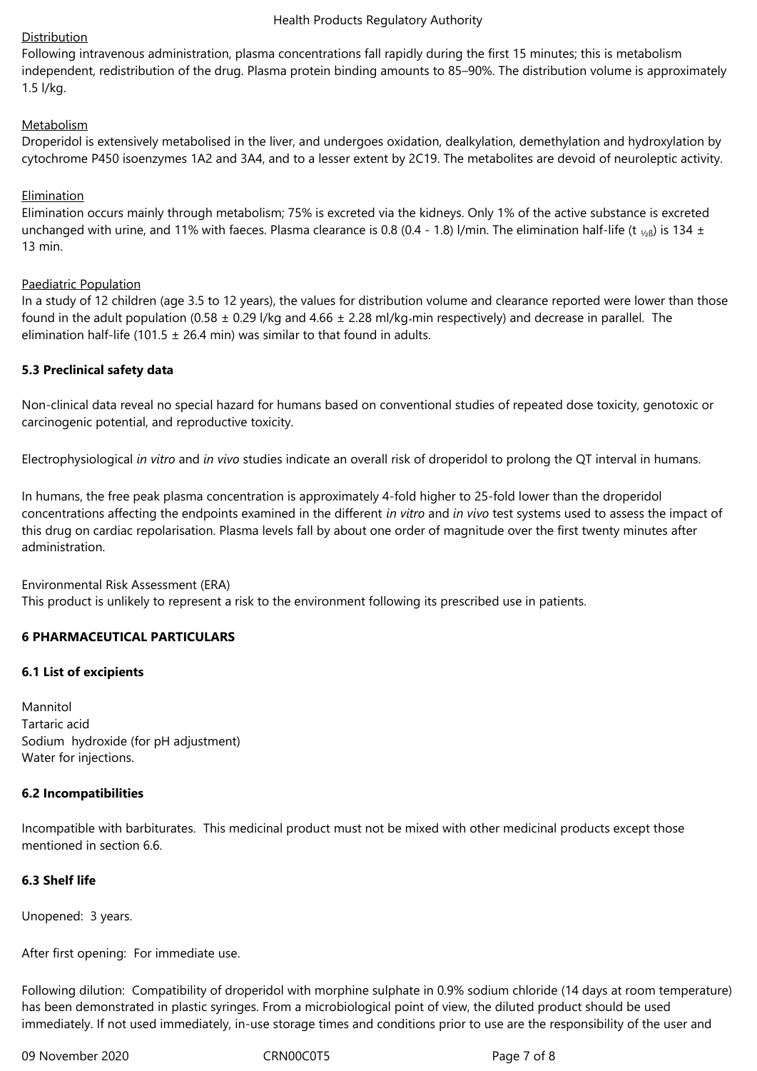Distribution

Following intravenous administration, plasma concentrations fall rapidly during the first 15 minutes; this is metabolism independent, redistribution of the drug. Plasma protein binding amounts to 85–90%. The distribution volume is approximately 1.5 l/kg.

Metabolism

Droperidol is extensively metabolised in the liver, and undergoes oxidation, dealkylation, demethylation and hydroxylation by cytochrome P450 isoenzymes 1A2 and 3A4, and to a lesser extent by 2C19. The metabolites are devoid of neuroleptic activity.

Elimination

Elimination occurs mainly through metabolism; 75% is excreted via the kidneys. Only 1% of the active substance is excreted unchanged with urine, and 11% with faeces. Plasma clearance is 0.8 (0.4 - 1.8) l/min. The elimination half-life ($t_{½β}$) is 134 ± 13 min.

Paediatric Population

In a study of 12 children (age 3.5 to 12 years), the values for distribution volume and clearance reported were lower than those found in the adult population (0.58 ± 0.29 l/kg and 4.66 ± 2.28 ml/kg*min respectively) and decrease in parallel. The elimination half-life (101.5 ± 26.4 min) was similar to that found in adults.

### 5.3 Preclinical safety data

Non-clinical data reveal no special hazard for humans based on conventional studies of repeated dose toxicity, genotoxic or carcinogenic potential, and reproductive toxicity.

Electrophysiological *in vitro* and *in vivo* studies indicate an overall risk of droperidol to prolong the QT interval in humans.

In humans, the free peak plasma concentration is approximately 4-fold higher to 25-fold lower than the droperidol concentrations affecting the endpoints examined in the different *in vitro* and *in vivo* test systems used to assess the impact of this drug on cardiac repolarisation. Plasma levels fall by about one order of magnitude over the first twenty minutes after administration.

Environmental Risk Assessment (ERA)
This product is unlikely to represent a risk to the environment following its prescribed use in patients.

## 6 PHARMACEUTICAL PARTICULARS

### 6.1 List of excipients

Mannitol
Tartaric acid
Sodium hydroxide (for pH adjustment)
Water for injections.

### 6.2 Incompatibilities

Incompatible with barbiturates. This medicinal product must not be mixed with other medicinal products except those mentioned in section 6.6.

### 6.3 Shelf life

Unopened: 3 years.

After first opening: For immediate use.

Following dilution: Compatibility of droperidol with morphine sulphate in 0.9% sodium chloride (14 days at room temperature) has been demonstrated in plastic syringes. From a microbiological point of view, the diluted product should be used immediately. If not used immediately, in-use storage times and conditions prior to use are the responsibility of the user and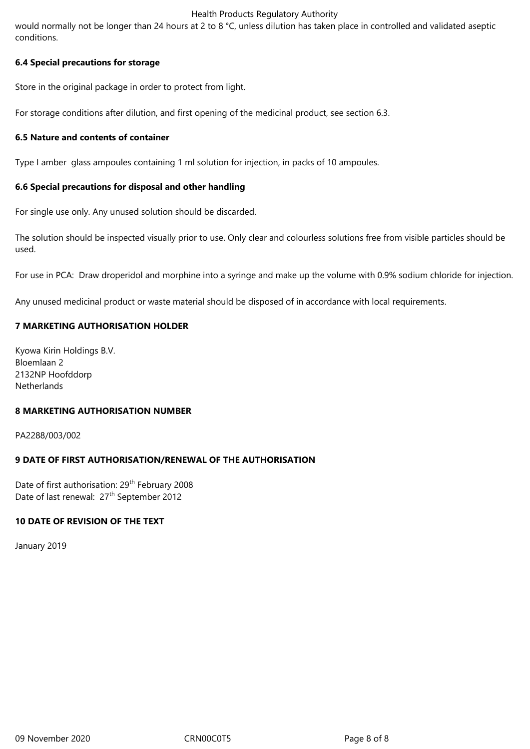would normally not be longer than 24 hours at 2 to 8 °C, unless dilution has taken place in controlled and validated aseptic conditions.

### 6.4 Special precautions for storage

Store in the original package in order to protect from light.

For storage conditions after dilution, and first opening of the medicinal product, see section 6.3.

### 6.5 Nature and contents of container

Type I amber glass ampoules containing 1 ml solution for injection, in packs of 10 ampoules.

### 6.6 Special precautions for disposal and other handling

For single use only. Any unused solution should be discarded.

The solution should be inspected visually prior to use. Only clear and colourless solutions free from visible particles should be used.

For use in PCA: Draw droperidol and morphine into a syringe and make up the volume with 0.9% sodium chloride for injection.

Any unused medicinal product or waste material should be disposed of in accordance with local requirements.

## 7 MARKETING AUTHORISATION HOLDER

Kyowa Kirin Holdings B.V.
Bloemlaan 2
2132NP Hoofddorp
Netherlands

## 8 MARKETING AUTHORISATION NUMBER

PA2288/003/002

## 9 DATE OF FIRST AUTHORISATION/RENEWAL OF THE AUTHORISATION

Date of first authorisation: 29th February 2008
Date of last renewal: 27th September 2012

## 10 DATE OF REVISION OF THE TEXT

January 2019